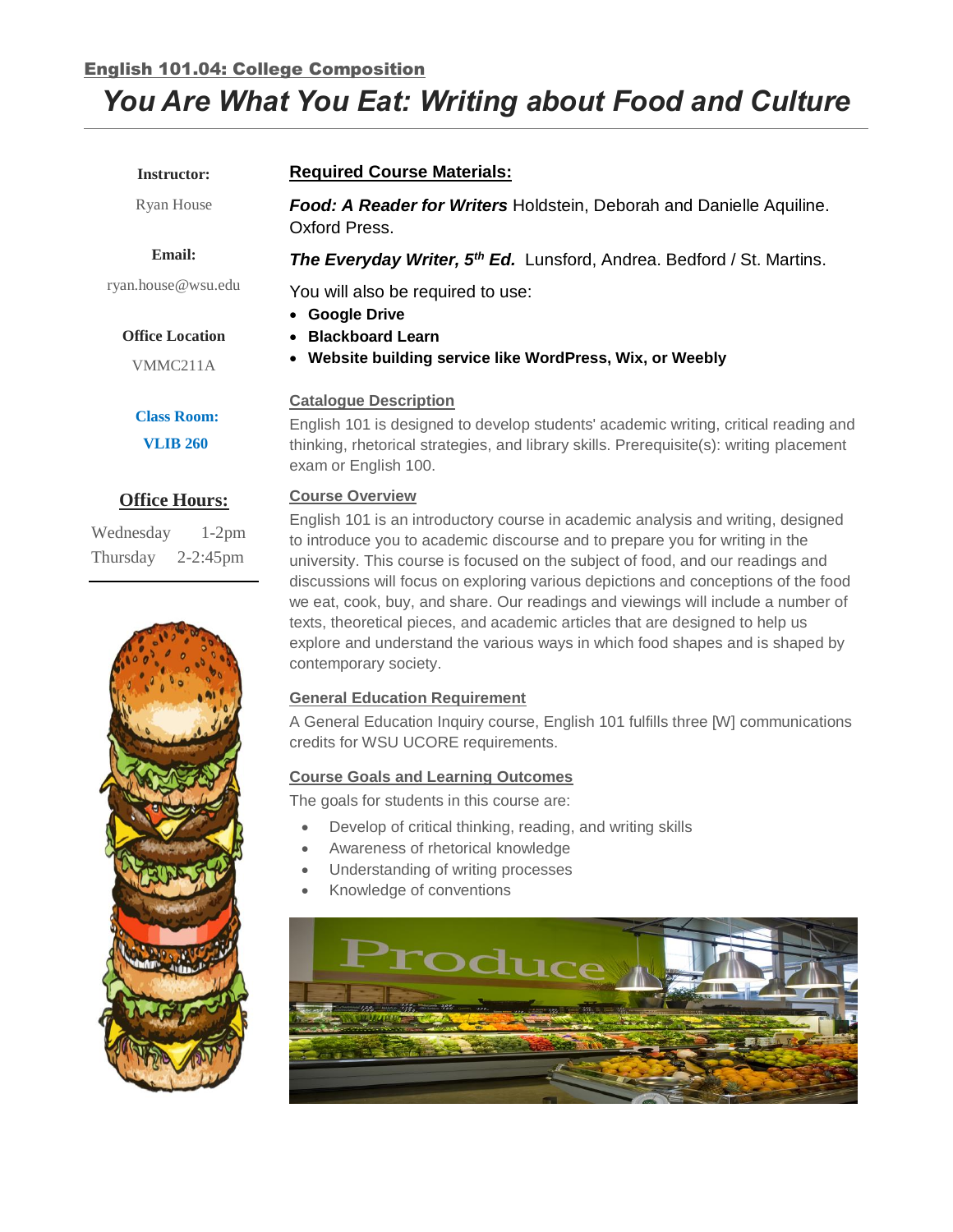## English 101.04: College Composition

# *You Are What You Eat: Writing about Food and Culture*

**Instructor:**

Ryan House

**Email:**

ryan.house@wsu.edu

**Office Location**

VMMC211A

**Class Room:**

**VLIB 260**

**Office Hours:**

Wednesday 1-2pm
Thursday 2-2:45pm

## Required Course Materials:

***Food: A Reader for Writers*** Holdstein, Deborah and Danielle Aquiline. Oxford Press.

***The Everyday Writer, 5th Ed.*** Lunsford, Andrea. Bedford / St. Martins.

You will also be required to use:

- **Google Drive**
- **Blackboard Learn**
- **Website building service like WordPress, Wix, or Weebly**

### Catalogue Description

English 101 is designed to develop students' academic writing, critical reading and thinking, rhetorical strategies, and library skills. Prerequisite(s): writing placement exam or English 100.

### Course Overview

English 101 is an introductory course in academic analysis and writing, designed to introduce you to academic discourse and to prepare you for writing in the university. This course is focused on the subject of food, and our readings and discussions will focus on exploring various depictions and conceptions of the food we eat, cook, buy, and share. Our readings and viewings will include a number of texts, theoretical pieces, and academic articles that are designed to help us explore and understand the various ways in which food shapes and is shaped by contemporary society.

### General Education Requirement

A General Education Inquiry course, English 101 fulfills three [W] communications credits for WSU UCORE requirements.

### Course Goals and Learning Outcomes

The goals for students in this course are:

- Develop of critical thinking, reading, and writing skills
- Awareness of rhetorical knowledge
- Understanding of writing processes
- Knowledge of conventions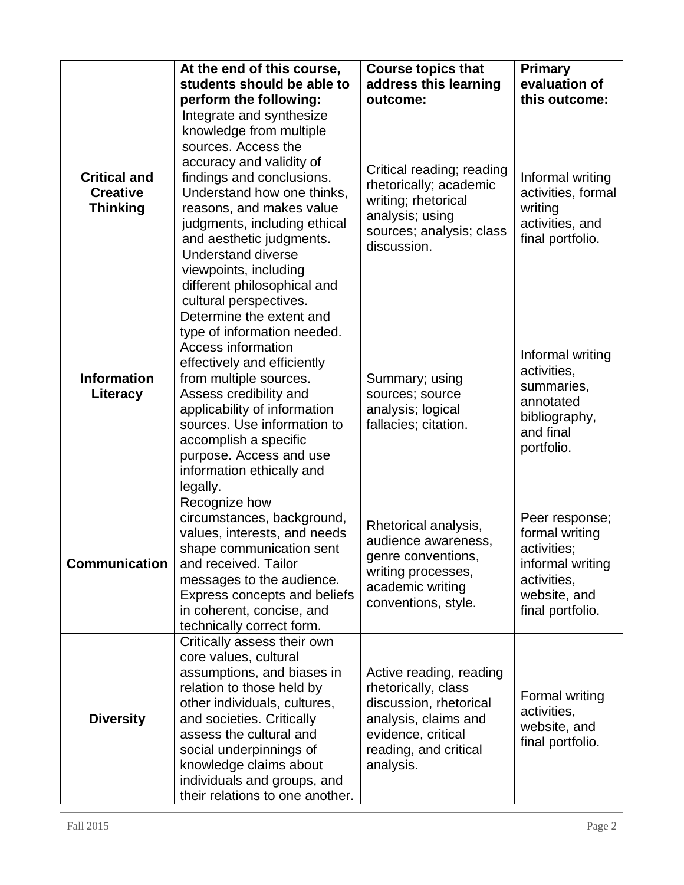| | At the end of this course, students should be able to perform the following: | Course topics that address this learning outcome: | Primary evaluation of this outcome: |
|---|---|---|---|
| **Critical and Creative Thinking** | Integrate and synthesize knowledge from multiple sources. Access the accuracy and validity of findings and conclusions. Understand how one thinks, reasons, and makes value judgments, including ethical and aesthetic judgments. Understand diverse viewpoints, including different philosophical and cultural perspectives. | Critical reading; reading rhetorically; academic writing; rhetorical analysis; using sources; analysis; class discussion. | Informal writing activities, formal writing activities, and final portfolio. |
| **Information Literacy** | Determine the extent and type of information needed. Access information effectively and efficiently from multiple sources. Assess credibility and applicability of information sources. Use information to accomplish a specific purpose. Access and use information ethically and legally. | Summary; using sources; source analysis; logical fallacies; citation. | Informal writing activities, summaries, annotated bibliography, and final portfolio. |
| **Communication** | Recognize how circumstances, background, values, interests, and needs shape communication sent and received. Tailor messages to the audience. Express concepts and beliefs in coherent, concise, and technically correct form. | Rhetorical analysis, audience awareness, genre conventions, writing processes, academic writing conventions, style. | Peer response; formal writing activities; informal writing activities, website, and final portfolio. |
| **Diversity** | Critically assess their own core values, cultural assumptions, and biases in relation to those held by other individuals, cultures, and societies. Critically assess the cultural and social underpinnings of knowledge claims about individuals and groups, and their relations to one another. | Active reading, reading rhetorically, class discussion, rhetorical analysis, claims and evidence, critical reading, and critical analysis. | Formal writing activities, website, and final portfolio. |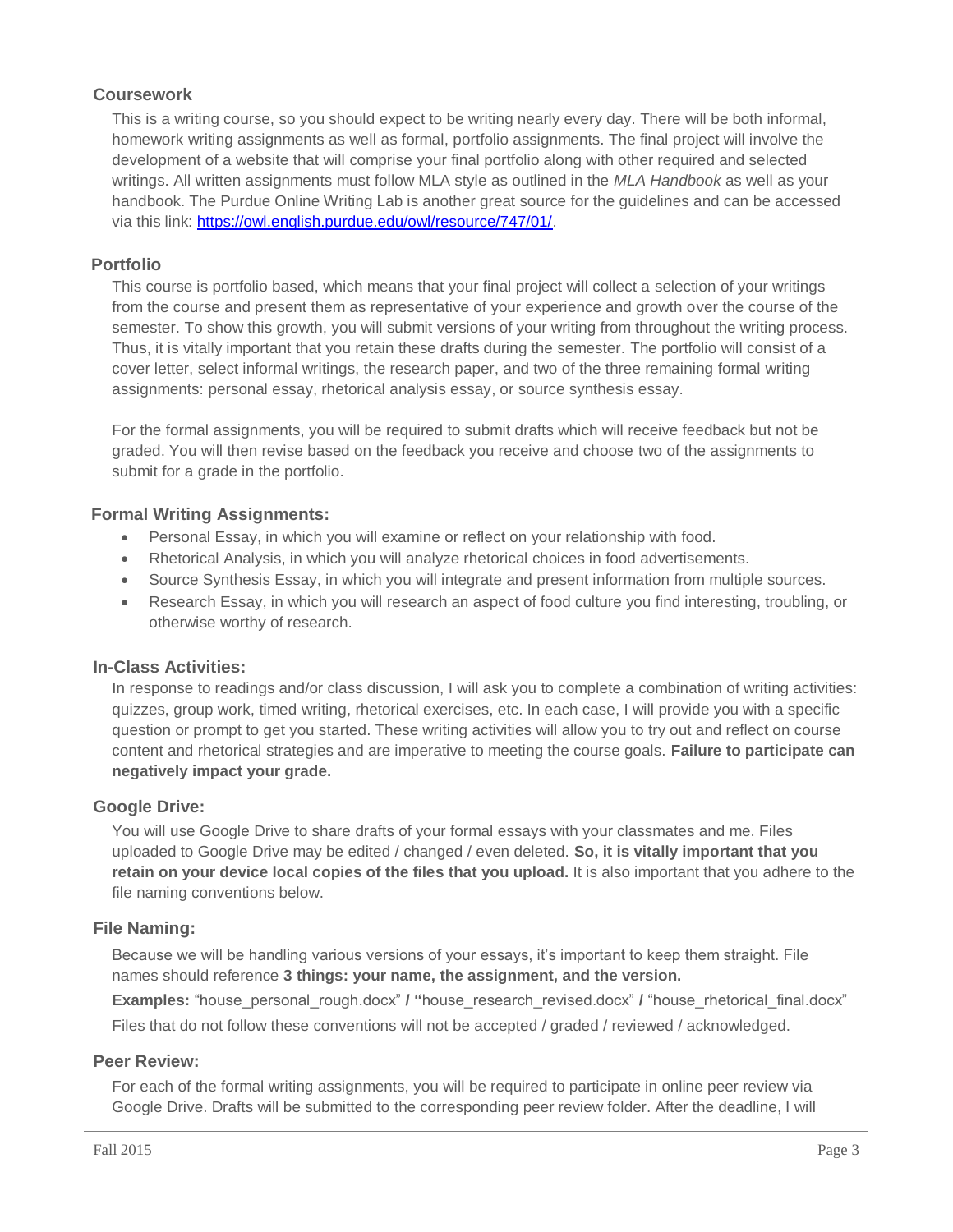## Coursework

This is a writing course, so you should expect to be writing nearly every day. There will be both informal, homework writing assignments as well as formal, portfolio assignments. The final project will involve the development of a website that will comprise your final portfolio along with other required and selected writings. All written assignments must follow MLA style as outlined in the *MLA Handbook* as well as your handbook. The Purdue Online Writing Lab is another great source for the guidelines and can be accessed via this link: [https://owl.english.purdue.edu/owl/resource/747/01/](https://owl.english.purdue.edu/owl/resource/747/01/).

## Portfolio

This course is portfolio based, which means that your final project will collect a selection of your writings from the course and present them as representative of your experience and growth over the course of the semester. To show this growth, you will submit versions of your writing from throughout the writing process. Thus, it is vitally important that you retain these drafts during the semester. The portfolio will consist of a cover letter, select informal writings, the research paper, and two of the three remaining formal writing assignments: personal essay, rhetorical analysis essay, or source synthesis essay.

For the formal assignments, you will be required to submit drafts which will receive feedback but not be graded. You will then revise based on the feedback you receive and choose two of the assignments to submit for a grade in the portfolio.

## Formal Writing Assignments:

- Personal Essay, in which you will examine or reflect on your relationship with food.
- Rhetorical Analysis, in which you will analyze rhetorical choices in food advertisements.
- Source Synthesis Essay, in which you will integrate and present information from multiple sources.
- Research Essay, in which you will research an aspect of food culture you find interesting, troubling, or otherwise worthy of research.

## In-Class Activities:

In response to readings and/or class discussion, I will ask you to complete a combination of writing activities: quizzes, group work, timed writing, rhetorical exercises, etc. In each case, I will provide you with a specific question or prompt to get you started. These writing activities will allow you to try out and reflect on course content and rhetorical strategies and are imperative to meeting the course goals. **Failure to participate can negatively impact your grade.**

## Google Drive:

You will use Google Drive to share drafts of your formal essays with your classmates and me. Files uploaded to Google Drive may be edited / changed / even deleted. **So, it is vitally important that you retain on your device local copies of the files that you upload.** It is also important that you adhere to the file naming conventions below.

## File Naming:

Because we will be handling various versions of your essays, it's important to keep them straight. File names should reference **3 things: your name, the assignment, and the version.**

**Examples:** "house_personal_rough.docx" **/ "**house_research_revised.docx" **/** "house_rhetorical_final.docx"

Files that do not follow these conventions will not be accepted / graded / reviewed / acknowledged.

## Peer Review:

For each of the formal writing assignments, you will be required to participate in online peer review via Google Drive. Drafts will be submitted to the corresponding peer review folder. After the deadline, I will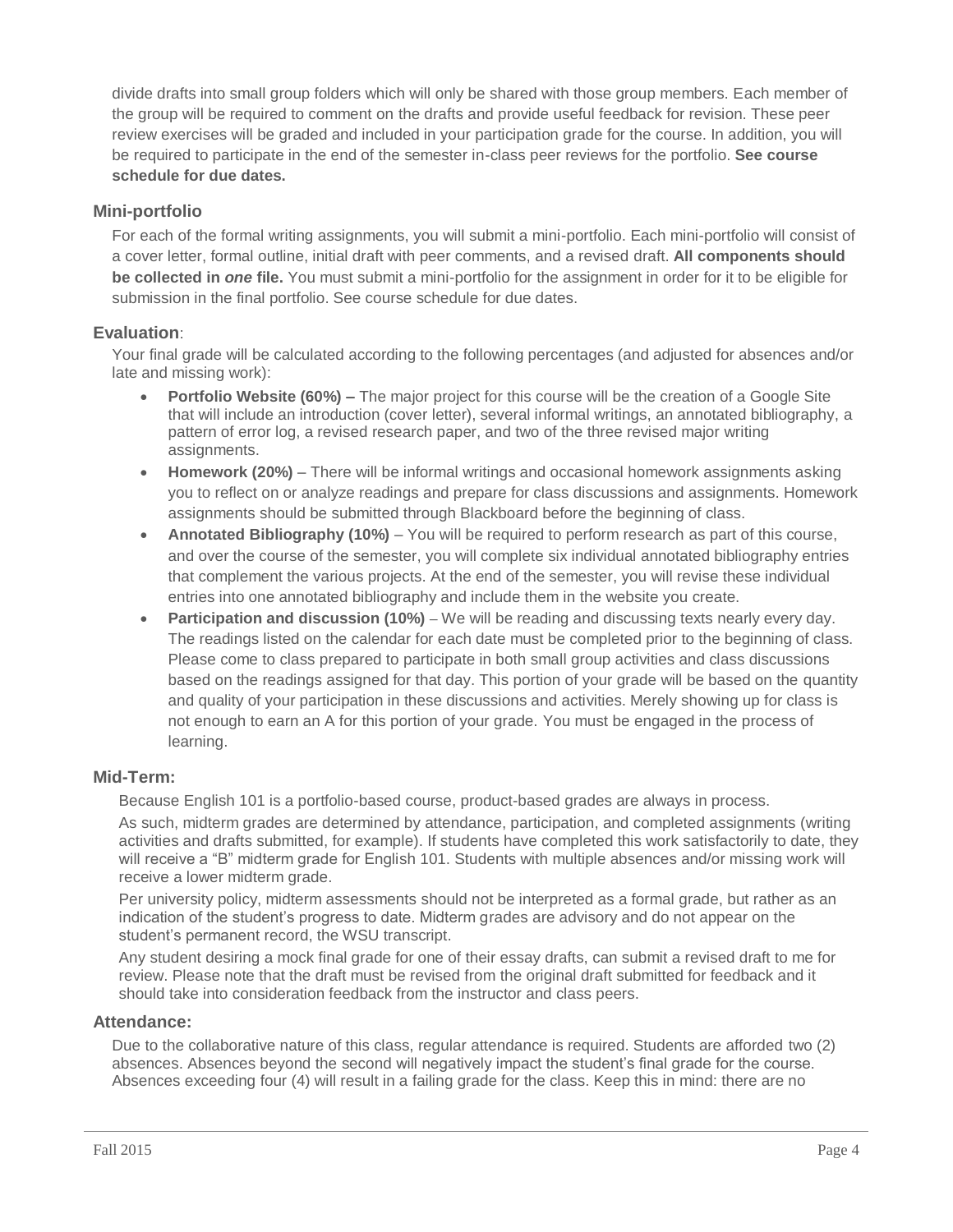divide drafts into small group folders which will only be shared with those group members. Each member of the group will be required to comment on the drafts and provide useful feedback for revision. These peer review exercises will be graded and included in your participation grade for the course. In addition, you will be required to participate in the end of the semester in-class peer reviews for the portfolio. **See course schedule for due dates.**

### Mini-portfolio

For each of the formal writing assignments, you will submit a mini-portfolio. Each mini-portfolio will consist of a cover letter, formal outline, initial draft with peer comments, and a revised draft. **All components should be collected in *one* file.** You must submit a mini-portfolio for the assignment in order for it to be eligible for submission in the final portfolio. See course schedule for due dates.

### Evaluation:

Your final grade will be calculated according to the following percentages (and adjusted for absences and/or late and missing work):

- **Portfolio Website (60%) –** The major project for this course will be the creation of a Google Site that will include an introduction (cover letter), several informal writings, an annotated bibliography, a pattern of error log, a revised research paper, and two of the three revised major writing assignments.
- **Homework (20%)** – There will be informal writings and occasional homework assignments asking you to reflect on or analyze readings and prepare for class discussions and assignments. Homework assignments should be submitted through Blackboard before the beginning of class.
- **Annotated Bibliography (10%)** – You will be required to perform research as part of this course, and over the course of the semester, you will complete six individual annotated bibliography entries that complement the various projects. At the end of the semester, you will revise these individual entries into one annotated bibliography and include them in the website you create.
- **Participation and discussion (10%)** – We will be reading and discussing texts nearly every day. The readings listed on the calendar for each date must be completed prior to the beginning of class. Please come to class prepared to participate in both small group activities and class discussions based on the readings assigned for that day. This portion of your grade will be based on the quantity and quality of your participation in these discussions and activities. Merely showing up for class is not enough to earn an A for this portion of your grade. You must be engaged in the process of learning.

### Mid-Term:

Because English 101 is a portfolio-based course, product-based grades are always in process.

As such, midterm grades are determined by attendance, participation, and completed assignments (writing activities and drafts submitted, for example). If students have completed this work satisfactorily to date, they will receive a "B" midterm grade for English 101. Students with multiple absences and/or missing work will receive a lower midterm grade.

Per university policy, midterm assessments should not be interpreted as a formal grade, but rather as an indication of the student's progress to date. Midterm grades are advisory and do not appear on the student's permanent record, the WSU transcript.

Any student desiring a mock final grade for one of their essay drafts, can submit a revised draft to me for review. Please note that the draft must be revised from the original draft submitted for feedback and it should take into consideration feedback from the instructor and class peers.

### Attendance:

Due to the collaborative nature of this class, regular attendance is required. Students are afforded two (2) absences. Absences beyond the second will negatively impact the student's final grade for the course. Absences exceeding four (4) will result in a failing grade for the class. Keep this in mind: there are no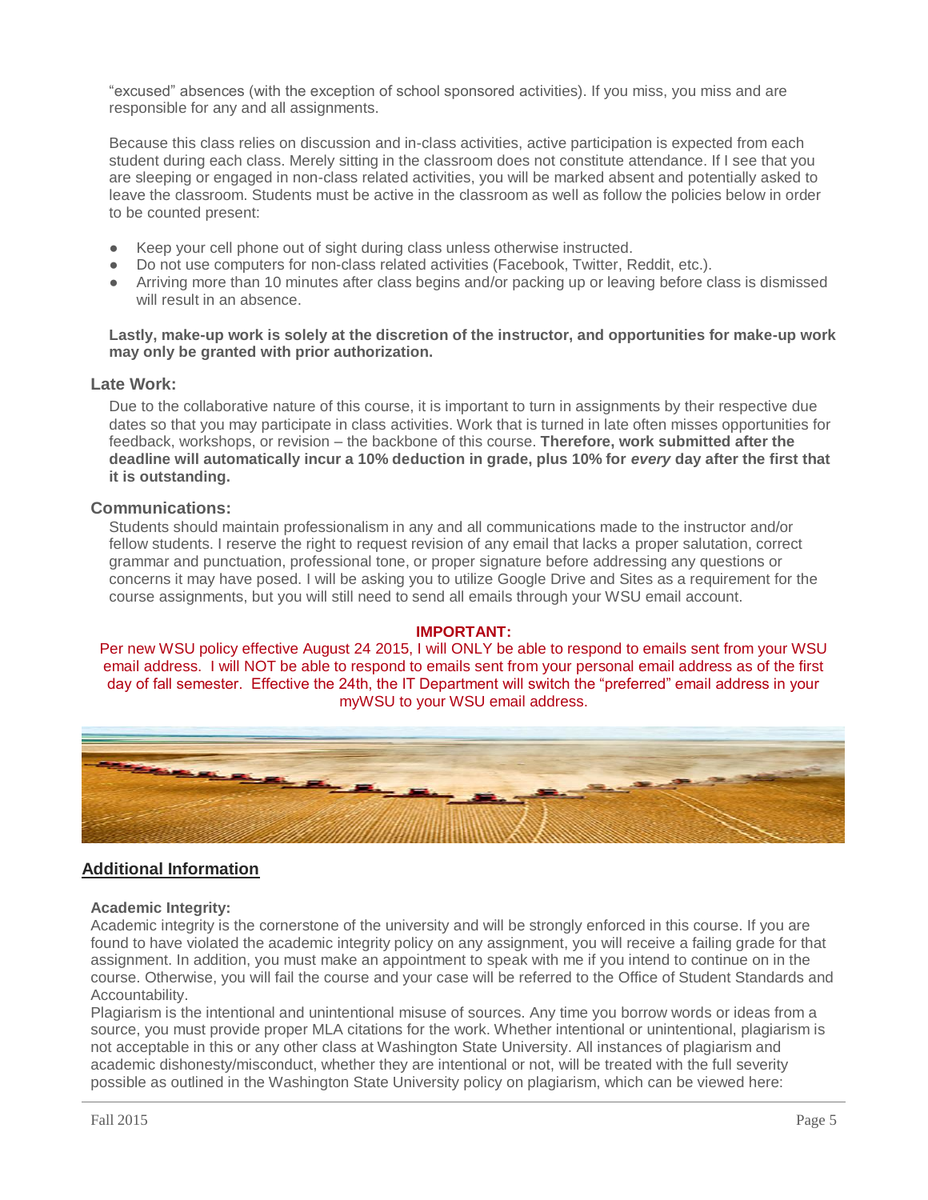"excused" absences (with the exception of school sponsored activities). If you miss, you miss and are responsible for any and all assignments.

Because this class relies on discussion and in-class activities, active participation is expected from each student during each class. Merely sitting in the classroom does not constitute attendance. If I see that you are sleeping or engaged in non-class related activities, you will be marked absent and potentially asked to leave the classroom. Students must be active in the classroom as well as follow the policies below in order to be counted present:

- Keep your cell phone out of sight during class unless otherwise instructed.
- Do not use computers for non-class related activities (Facebook, Twitter, Reddit, etc.).
- Arriving more than 10 minutes after class begins and/or packing up or leaving before class is dismissed will result in an absence.

**Lastly, make-up work is solely at the discretion of the instructor, and opportunities for make-up work may only be granted with prior authorization.**

### Late Work:

Due to the collaborative nature of this course, it is important to turn in assignments by their respective due dates so that you may participate in class activities. Work that is turned in late often misses opportunities for feedback, workshops, or revision – the backbone of this course. **Therefore, work submitted after the deadline will automatically incur a 10% deduction in grade, plus 10% for *every* day after the first that it is outstanding.**

### Communications:

Students should maintain professionalism in any and all communications made to the instructor and/or fellow students. I reserve the right to request revision of any email that lacks a proper salutation, correct grammar and punctuation, professional tone, or proper signature before addressing any questions or concerns it may have posed. I will be asking you to utilize Google Drive and Sites as a requirement for the course assignments, but you will still need to send all emails through your WSU email account.

**IMPORTANT:**

Per new WSU policy effective August 24 2015, I will ONLY be able to respond to emails sent from your WSU email address. I will NOT be able to respond to emails sent from your personal email address as of the first day of fall semester. Effective the 24th, the IT Department will switch the "preferred" email address in your myWSU to your WSU email address.

## Additional Information

### Academic Integrity:

Academic integrity is the cornerstone of the university and will be strongly enforced in this course. If you are found to have violated the academic integrity policy on any assignment, you will receive a failing grade for that assignment. In addition, you must make an appointment to speak with me if you intend to continue on in the course. Otherwise, you will fail the course and your case will be referred to the Office of Student Standards and Accountability.

Plagiarism is the intentional and unintentional misuse of sources. Any time you borrow words or ideas from a source, you must provide proper MLA citations for the work. Whether intentional or unintentional, plagiarism is not acceptable in this or any other class at Washington State University. All instances of plagiarism and academic dishonesty/misconduct, whether they are intentional or not, will be treated with the full severity possible as outlined in the Washington State University policy on plagiarism, which can be viewed here: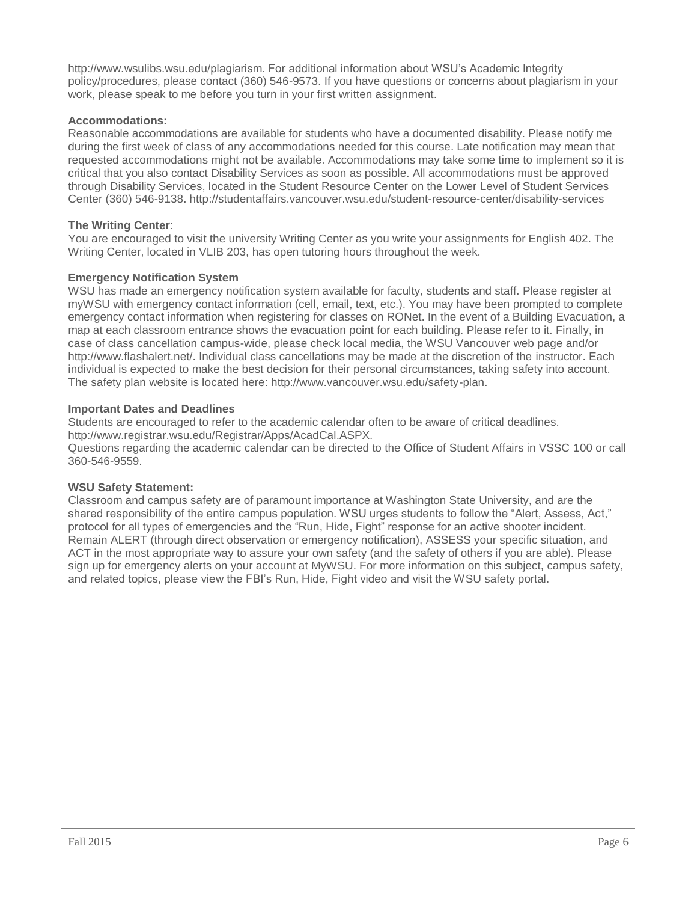http://www.wsulibs.wsu.edu/plagiarism. For additional information about WSU's Academic Integrity policy/procedures, please contact (360) 546-9573. If you have questions or concerns about plagiarism in your work, please speak to me before you turn in your first written assignment.

**Accommodations:**

Reasonable accommodations are available for students who have a documented disability. Please notify me during the first week of class of any accommodations needed for this course. Late notification may mean that requested accommodations might not be available. Accommodations may take some time to implement so it is critical that you also contact Disability Services as soon as possible. All accommodations must be approved through Disability Services, located in the Student Resource Center on the Lower Level of Student Services Center (360) 546-9138. http://studentaffairs.vancouver.wsu.edu/student-resource-center/disability-services

**The Writing Center**:

You are encouraged to visit the university Writing Center as you write your assignments for English 402. The Writing Center, located in VLIB 203, has open tutoring hours throughout the week.

**Emergency Notification System**

WSU has made an emergency notification system available for faculty, students and staff. Please register at myWSU with emergency contact information (cell, email, text, etc.). You may have been prompted to complete emergency contact information when registering for classes on RONet. In the event of a Building Evacuation, a map at each classroom entrance shows the evacuation point for each building. Please refer to it. Finally, in case of class cancellation campus-wide, please check local media, the WSU Vancouver web page and/or http://www.flashalert.net/. Individual class cancellations may be made at the discretion of the instructor. Each individual is expected to make the best decision for their personal circumstances, taking safety into account. The safety plan website is located here: http://www.vancouver.wsu.edu/safety-plan.

**Important Dates and Deadlines**

Students are encouraged to refer to the academic calendar often to be aware of critical deadlines. http://www.registrar.wsu.edu/Registrar/Apps/AcadCal.ASPX.

Questions regarding the academic calendar can be directed to the Office of Student Affairs in VSSC 100 or call 360-546-9559.

**WSU Safety Statement:**

Classroom and campus safety are of paramount importance at Washington State University, and are the shared responsibility of the entire campus population. WSU urges students to follow the "Alert, Assess, Act," protocol for all types of emergencies and the "Run, Hide, Fight" response for an active shooter incident. Remain ALERT (through direct observation or emergency notification), ASSESS your specific situation, and ACT in the most appropriate way to assure your own safety (and the safety of others if you are able). Please sign up for emergency alerts on your account at MyWSU. For more information on this subject, campus safety, and related topics, please view the FBI's Run, Hide, Fight video and visit the WSU safety portal.